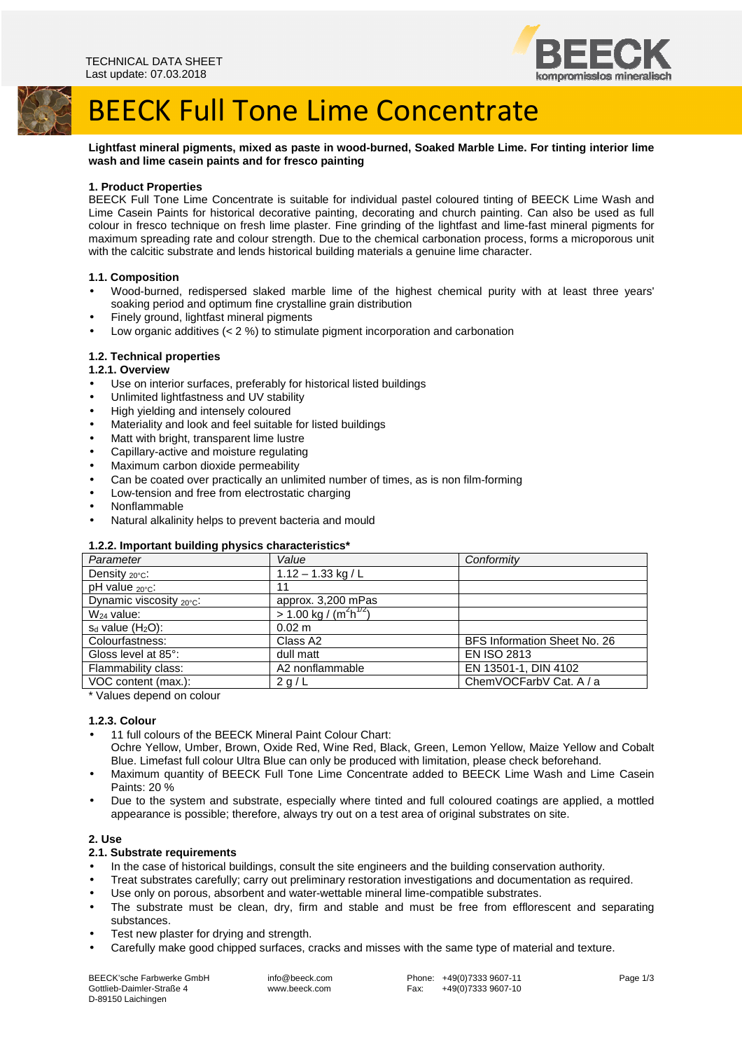TECHNICAL DATA SHEET
Last update: 07.03.2018

# BEECK Full Tone Lime Concentrate

**Lightfast mineral pigments, mixed as paste in wood-burned, Soaked Marble Lime. For tinting interior lime wash and lime casein paints and for fresco painting**

### 1. Product Properties

BEECK Full Tone Lime Concentrate is suitable for individual pastel coloured tinting of BEECK Lime Wash and Lime Casein Paints for historical decorative painting, decorating and church painting. Can also be used as full colour in fresco technique on fresh lime plaster. Fine grinding of the lightfast and lime-fast mineral pigments for maximum spreading rate and colour strength. Due to the chemical carbonation process, forms a microporous unit with the calcitic substrate and lends historical building materials a genuine lime character.

### 1.1. Composition

- Wood-burned, redispersed slaked marble lime of the highest chemical purity with at least three years' soaking period and optimum fine crystalline grain distribution
- Finely ground, lightfast mineral pigments
- Low organic additives (< 2 %) to stimulate pigment incorporation and carbonation

### 1.2. Technical properties

#### 1.2.1. Overview

- Use on interior surfaces, preferably for historical listed buildings
- Unlimited lightfastness and UV stability
- High yielding and intensely coloured
- Materiality and look and feel suitable for listed buildings
- Matt with bright, transparent lime lustre
- Capillary-active and moisture regulating
- Maximum carbon dioxide permeability
- Can be coated over practically an unlimited number of times, as is non film-forming
- Low-tension and free from electrostatic charging
- Nonflammable
- Natural alkalinity helps to prevent bacteria and mould

#### 1.2.2. Important building physics characteristics*

| *Parameter* | *Value* | *Conformity* |
| --- | --- | --- |
| Density $_{20°C}$: | 1.12 – 1.33 kg / L | |
| pH value $_{20°C}$: | 11 | |
| Dynamic viscosity $_{20°C}$: | approx. 3,200 mPas | |
| $W_{24}$ value: | > 1.00 kg / ($m^2h^{1/2}$) | |
| $s_d$ value ($H_2O$): | 0.02 m | |
| Colourfastness: | Class A2 | BFS Information Sheet No. 26 |
| Gloss level at 85°: | dull matt | EN ISO 2813 |
| Flammability class: | A2 nonflammable | EN 13501-1, DIN 4102 |
| VOC content (max.): | 2 g / L | ChemVOCFarbV Cat. A / a |

\* Values depend on colour

#### 1.2.3. Colour

- 11 full colours of the BEECK Mineral Paint Colour Chart:
  Ochre Yellow, Umber, Brown, Oxide Red, Wine Red, Black, Green, Lemon Yellow, Maize Yellow and Cobalt Blue. Limefast full colour Ultra Blue can only be produced with limitation, please check beforehand.
- Maximum quantity of BEECK Full Tone Lime Concentrate added to BEECK Lime Wash and Lime Casein Paints: 20 %
- Due to the system and substrate, especially where tinted and full coloured coatings are applied, a mottled appearance is possible; therefore, always try out on a test area of original substrates on site.

### 2. Use

#### 2.1. Substrate requirements

- In the case of historical buildings, consult the site engineers and the building conservation authority.
- Treat substrates carefully; carry out preliminary restoration investigations and documentation as required.
- Use only on porous, absorbent and water-wettable mineral lime-compatible substrates.
- The substrate must be clean, dry, firm and stable and must be free from efflorescent and separating substances.
- Test new plaster for drying and strength.
- Carefully make good chipped surfaces, cracks and misses with the same type of material and texture.

BEECK'sche Farbwerke GmbH
Gottlieb-Daimler-Straße 4
D-89150 Laichingen

info@beeck.com
www.beeck.com

Phone: +49(0)7333 9607-11
Fax: +49(0)7333 9607-10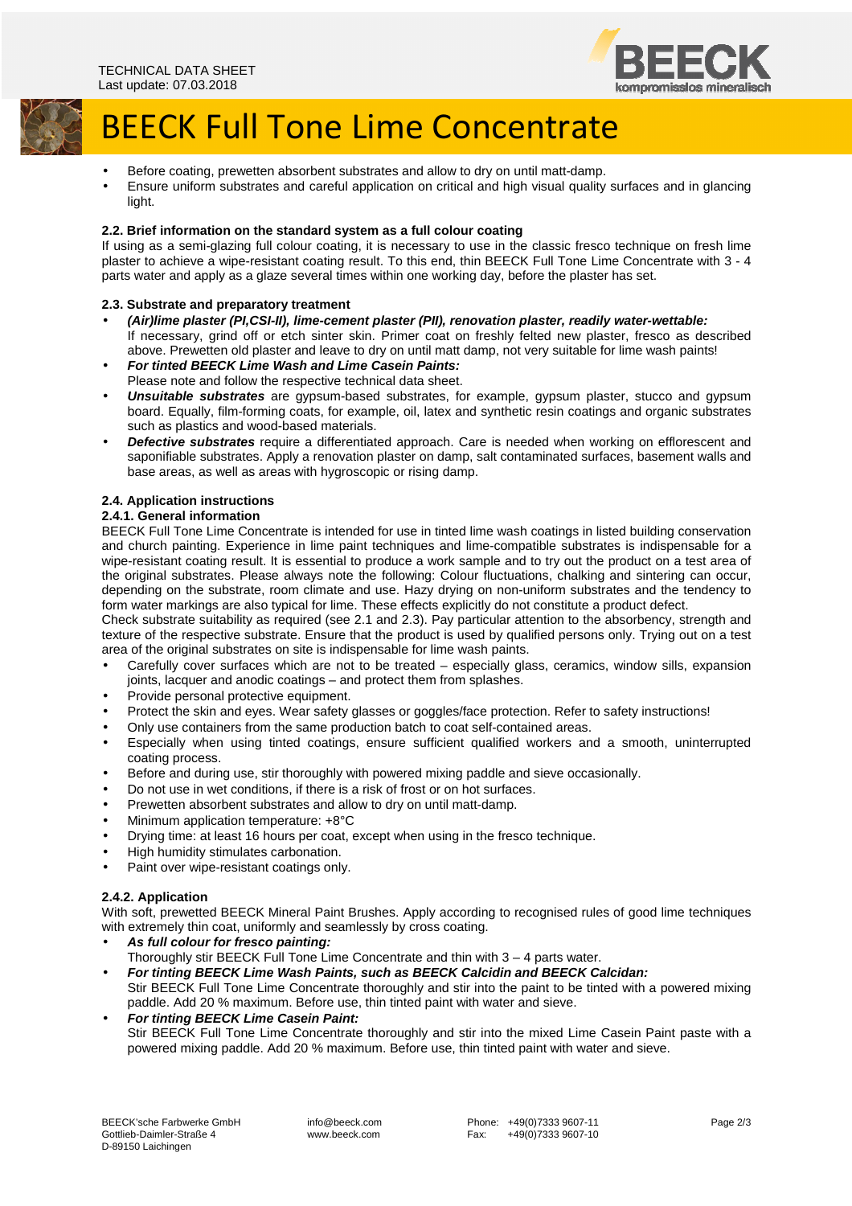- Before coating, prewetten absorbent substrates and allow to dry on until matt-damp.
- Ensure uniform substrates and careful application on critical and high visual quality surfaces and in glancing light.

#### 2.2. Brief information on the standard system as a full colour coating

If using as a semi-glazing full colour coating, it is necessary to use in the classic fresco technique on fresh lime plaster to achieve a wipe-resistant coating result. To this end, thin BEECK Full Tone Lime Concentrate with 3 - 4 parts water and apply as a glaze several times within one working day, before the plaster has set.

#### 2.3. Substrate and preparatory treatment

- ***(Air)lime plaster (PI,CSI-II), lime-cement plaster (PII), renovation plaster, readily water-wettable:***
  If necessary, grind off or etch sinter skin. Primer coat on freshly felted new plaster, fresco as described above. Prewetten old plaster and leave to dry on until matt damp, not very suitable for lime wash paints!
- ***For tinted BEECK Lime Wash and Lime Casein Paints:***
  Please note and follow the respective technical data sheet.
- ***Unsuitable substrates*** are gypsum-based substrates, for example, gypsum plaster, stucco and gypsum board. Equally, film-forming coats, for example, oil, latex and synthetic resin coatings and organic substrates such as plastics and wood-based materials.
- ***Defective substrates*** require a differentiated approach. Care is needed when working on efflorescent and saponifiable substrates. Apply a renovation plaster on damp, salt contaminated surfaces, basement walls and base areas, as well as areas with hygroscopic or rising damp.

#### 2.4. Application instructions

#### 2.4.1. General information

BEECK Full Tone Lime Concentrate is intended for use in tinted lime wash coatings in listed building conservation and church painting. Experience in lime paint techniques and lime-compatible substrates is indispensable for a wipe-resistant coating result. It is essential to produce a work sample and to try out the product on a test area of the original substrates. Please always note the following: Colour fluctuations, chalking and sintering can occur, depending on the substrate, room climate and use. Hazy drying on non-uniform substrates and the tendency to form water markings are also typical for lime. These effects explicitly do not constitute a product defect.

Check substrate suitability as required (see 2.1 and 2.3). Pay particular attention to the absorbency, strength and texture of the respective substrate. Ensure that the product is used by qualified persons only. Trying out on a test area of the original substrates on site is indispensable for lime wash paints.

- Carefully cover surfaces which are not to be treated – especially glass, ceramics, window sills, expansion joints, lacquer and anodic coatings – and protect them from splashes.
- Provide personal protective equipment.
- Protect the skin and eyes. Wear safety glasses or goggles/face protection. Refer to safety instructions!
- Only use containers from the same production batch to coat self-contained areas.
- Especially when using tinted coatings, ensure sufficient qualified workers and a smooth, uninterrupted coating process.
- Before and during use, stir thoroughly with powered mixing paddle and sieve occasionally.
- Do not use in wet conditions, if there is a risk of frost or on hot surfaces.
- Prewetten absorbent substrates and allow to dry on until matt-damp.
- Minimum application temperature: +8°C
- Drying time: at least 16 hours per coat, except when using in the fresco technique.
- High humidity stimulates carbonation.
- Paint over wipe-resistant coatings only.

#### 2.4.2. Application

With soft, prewetted BEECK Mineral Paint Brushes. Apply according to recognised rules of good lime techniques with extremely thin coat, uniformly and seamlessly by cross coating.

- ***As full colour for fresco painting:***
  Thoroughly stir BEECK Full Tone Lime Concentrate and thin with 3 – 4 parts water.
- ***For tinting BEECK Lime Wash Paints, such as BEECK Calcidin and BEECK Calcidan:***
  Stir BEECK Full Tone Lime Concentrate thoroughly and stir into the paint to be tinted with a powered mixing paddle. Add 20 % maximum. Before use, thin tinted paint with water and sieve.
- ***For tinting BEECK Lime Casein Paint:***
  Stir BEECK Full Tone Lime Concentrate thoroughly and stir into the mixed Lime Casein Paint paste with a powered mixing paddle. Add 20 % maximum. Before use, thin tinted paint with water and sieve.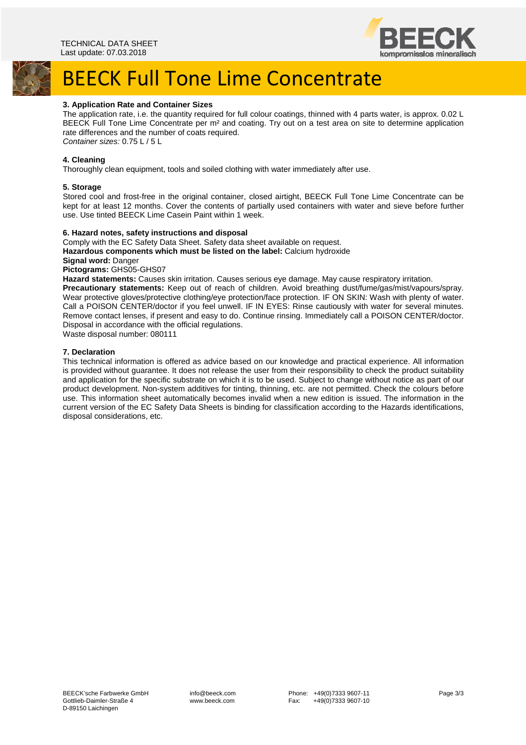# BEECK Full Tone Lime Concentrate

### 3. Application Rate and Container Sizes

The application rate, i.e. the quantity required for full colour coatings, thinned with 4 parts water, is approx. 0.02 L BEECK Full Tone Lime Concentrate per m² and coating. Try out on a test area on site to determine application rate differences and the number of coats required.
*Container sizes:* 0.75 L / 5 L

### 4. Cleaning

Thoroughly clean equipment, tools and soiled clothing with water immediately after use.

### 5. Storage

Stored cool and frost-free in the original container, closed airtight, BEECK Full Tone Lime Concentrate can be kept for at least 12 months. Cover the contents of partially used containers with water and sieve before further use. Use tinted BEECK Lime Casein Paint within 1 week.

### 6. Hazard notes, safety instructions and disposal

Comply with the EC Safety Data Sheet. Safety data sheet available on request.
**Hazardous components which must be listed on the label:** Calcium hydroxide
**Signal word:** Danger
**Pictograms:** GHS05-GHS07
**Hazard statements:** Causes skin irritation. Causes serious eye damage. May cause respiratory irritation.
**Precautionary statements:** Keep out of reach of children. Avoid breathing dust/fume/gas/mist/vapours/spray. Wear protective gloves/protective clothing/eye protection/face protection. IF ON SKIN: Wash with plenty of water. Call a POISON CENTER/doctor if you feel unwell. IF IN EYES: Rinse cautiously with water for several minutes. Remove contact lenses, if present and easy to do. Continue rinsing. Immediately call a POISON CENTER/doctor. Disposal in accordance with the official regulations.
Waste disposal number: 080111

### 7. Declaration

This technical information is offered as advice based on our knowledge and practical experience. All information is provided without guarantee. It does not release the user from their responsibility to check the product suitability and application for the specific substrate on which it is to be used. Subject to change without notice as part of our product development. Non-system additives for tinting, thinning, etc. are not permitted. Check the colours before use. This information sheet automatically becomes invalid when a new edition is issued. The information in the current version of the EC Safety Data Sheets is binding for classification according to the Hazards identifications, disposal considerations, etc.